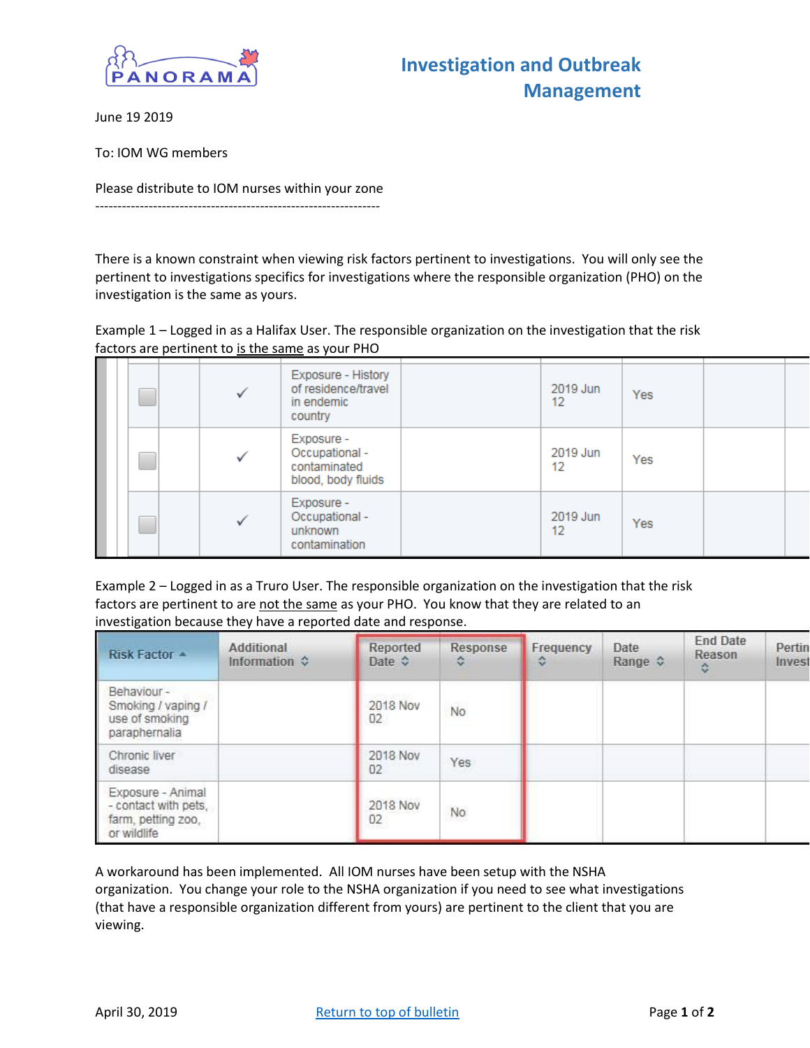PANORAMA

# Investigation and Outbreak Management

June 19 2019

To: IOM WG members

Please distribute to IOM nurses within your zone

----------------------------------------------------------------

There is a known constraint when viewing risk factors pertinent to investigations. You will only see the pertinent to investigations specifics for investigations where the responsible organization (PHO) on the investigation is the same as yours.

Example 1 – Logged in as a Halifax User. The responsible organization on the investigation that the risk factors are pertinent to is the same as your PHO

| | | | | | | | |
|---|---|---|---|---|---|---|---|
| ☐ | ✓ | Exposure - History of residence/travel in endemic country | | 2019 Jun 12 | Yes | | |
| ☐ | ✓ | Exposure - Occupational - contaminated blood, body fluids | | 2019 Jun 12 | Yes | | |
| ☐ | ✓ | Exposure - Occupational - unknown contamination | | 2019 Jun 12 | Yes | | |

Example 2 – Logged in as a Truro User. The responsible organization on the investigation that the risk factors are pertinent to are not the same as your PHO. You know that they are related to an investigation because they have a reported date and response.

| Risk Factor | Additional Information | Reported Date | Response | Frequency | Date Range | End Date Reason | Pertin Invest |
|---|---|---|---|---|---|---|---|
| Behaviour - Smoking / vaping / use of smoking paraphernalia | | 2018 Nov 02 | No | | | | |
| Chronic liver disease | | 2018 Nov 02 | Yes | | | | |
| Exposure - Animal - contact with pets, farm, petting zoo, or wildlife | | 2018 Nov 02 | No | | | | |

A workaround has been implemented. All IOM nurses have been setup with the NSHA organization. You change your role to the NSHA organization if you need to see what investigations (that have a responsible organization different from yours) are pertinent to the client that you are viewing.

April 30, 2019

Return to top of bulletin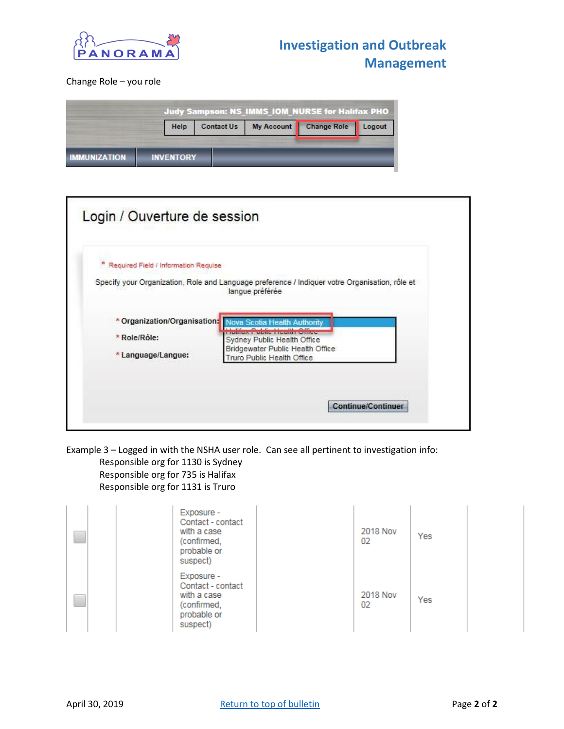Change Role – you role

Judy Sampson: NS_IMMS_IOM_NURSE for Halifax PHO

Help | Contact Us | My Account | Change Role | Logout

IMMUNIZATION | INVENTORY

Login / Ouverture de session

\* Required Field / Information Requise

Specify your Organization, Role and Language preference / Indiquer votre Organisation, rôle et langue préférée

\* Organization/Organisation: Nova Scotia Health Authority

Halifax Public Health Office

Sydney Public Health Office

Bridgewater Public Health Office

Truro Public Health Office

\* Role/Rôle:

\* Language/Langue:

Continue/Continuer

Example 3 – Logged in with the NSHA user role. Can see all pertinent to investigation info:

Responsible org for 1130 is Sydney

Responsible org for 735 is Halifax

Responsible org for 1131 is Truro

| | | | | | | | | |
|---|---|---|---|---|---|---|---|---|
| ☐ | | | Exposure - Contact - contact with a case (confirmed, probable or suspect) | | 2018 Nov 02 | Yes | | |
| ☐ | | | Exposure - Contact - contact with a case (confirmed, probable or suspect) | | 2018 Nov 02 | Yes | | |

April 30, 2019

Return to top of bulletin